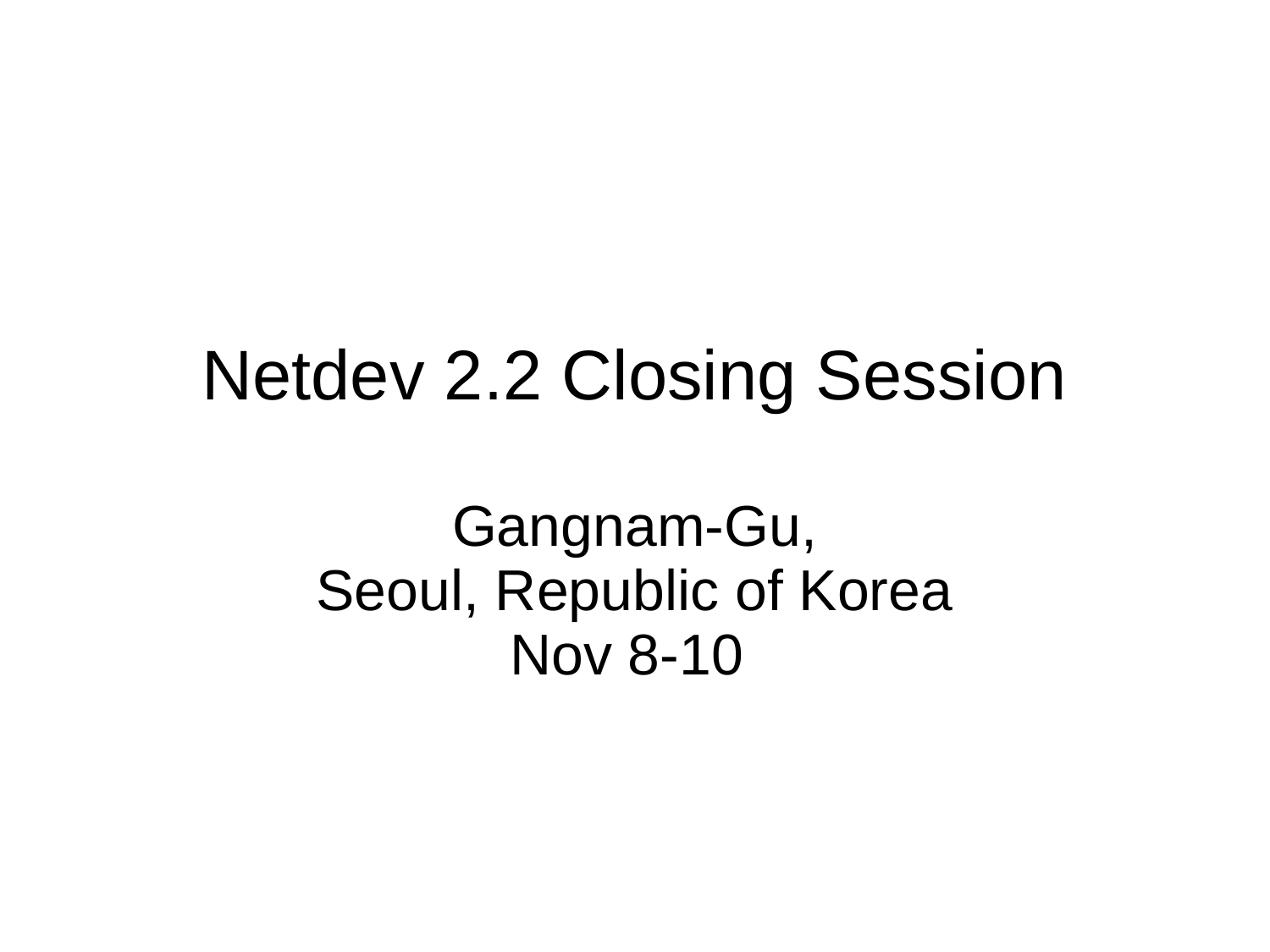# Netdev 2.2 Closing Session

Gangnam-Gu,
Seoul, Republic of Korea
Nov 8-10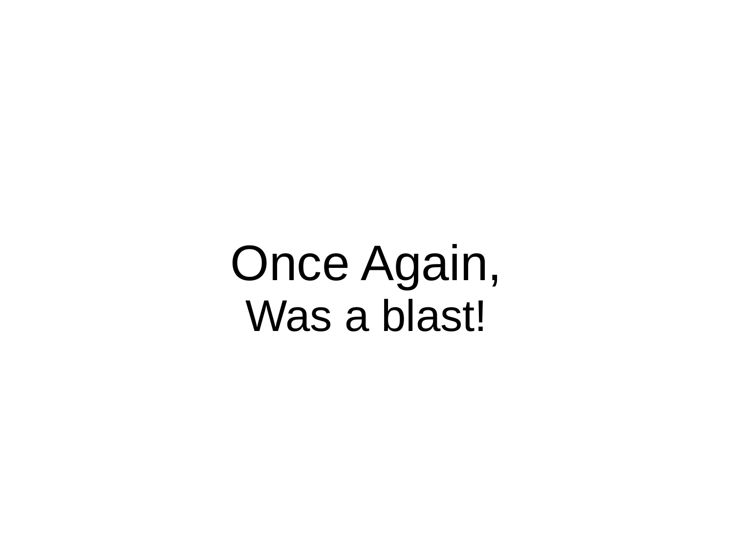# Once Again,

## Was a blast!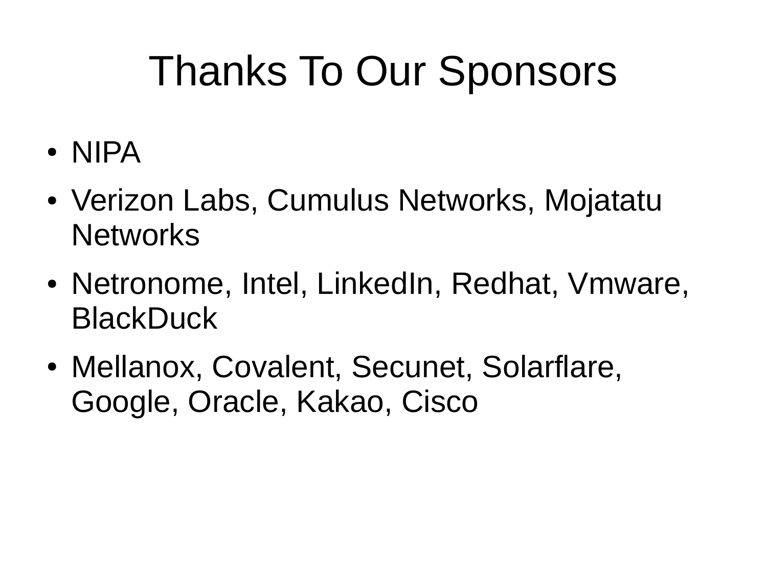# Thanks To Our Sponsors

- NIPA
- Verizon Labs, Cumulus Networks, Mojatatu Networks
- Netronome, Intel, LinkedIn, Redhat, Vmware, BlackDuck
- Mellanox, Covalent, Secunet, Solarflare, Google, Oracle, Kakao, Cisco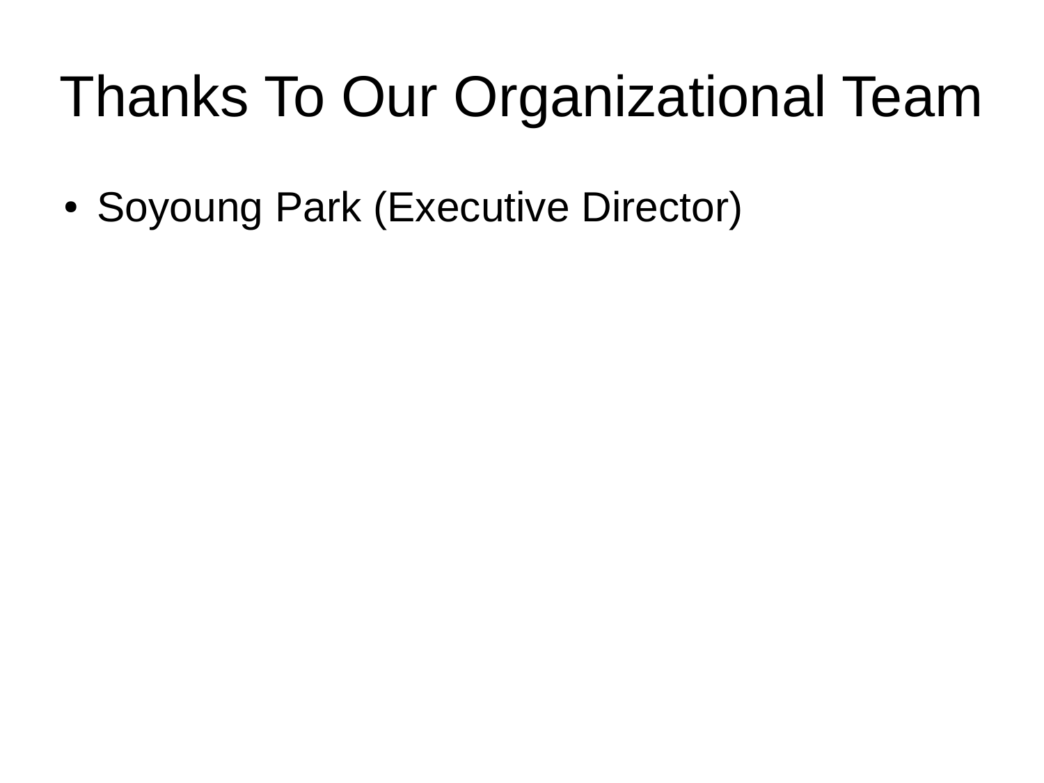# Thanks To Our Organizational Team

- Soyoung Park (Executive Director)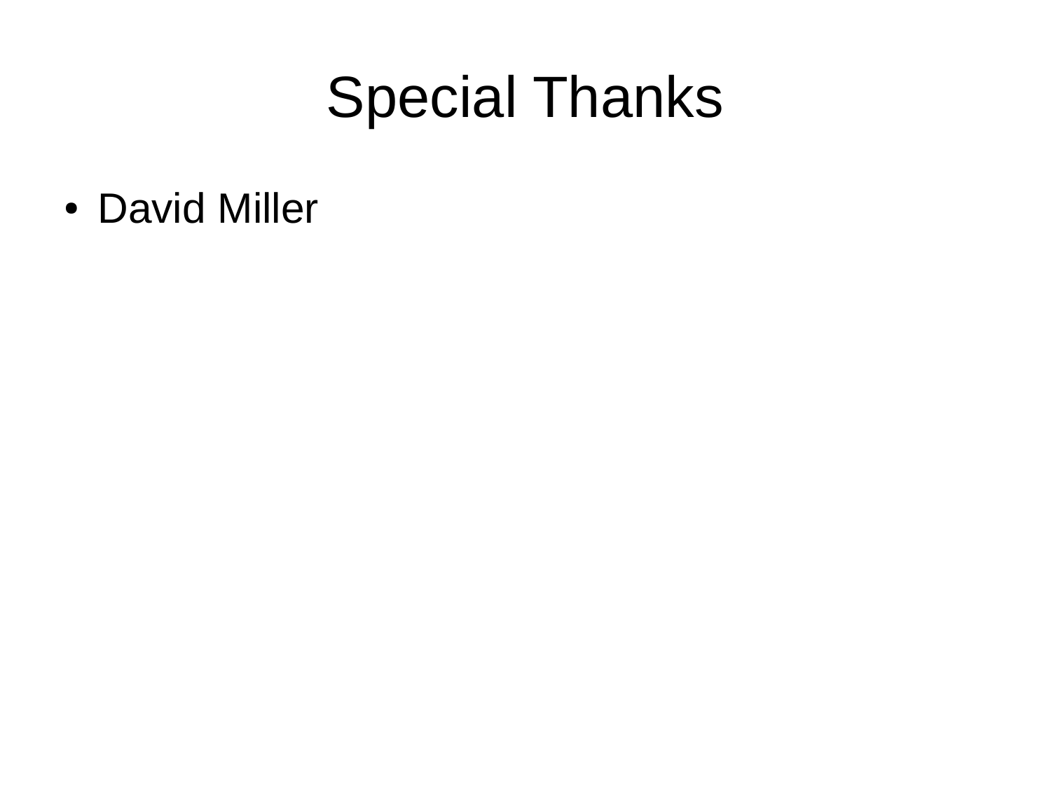# Special Thanks

- David Miller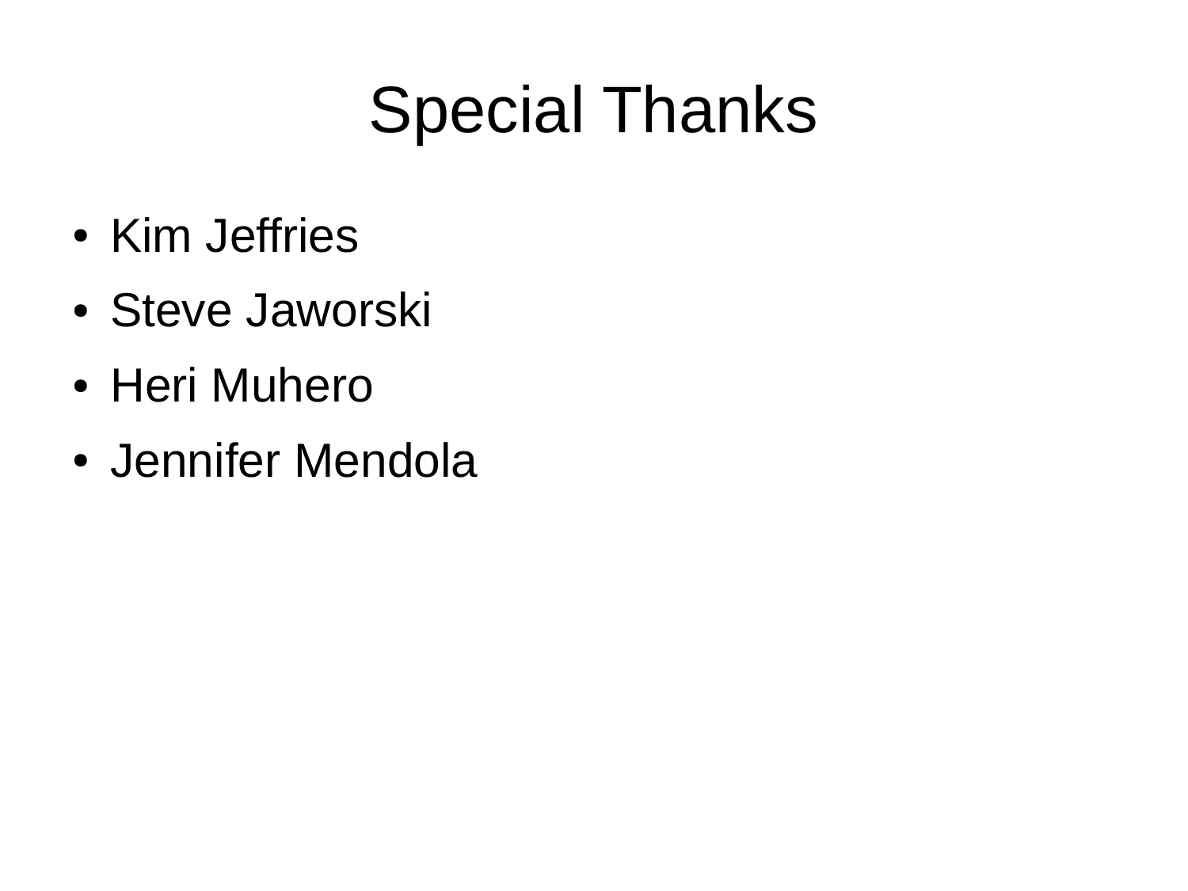# Special Thanks

- Kim Jeffries
- Steve Jaworski
- Heri Muhero
- Jennifer Mendola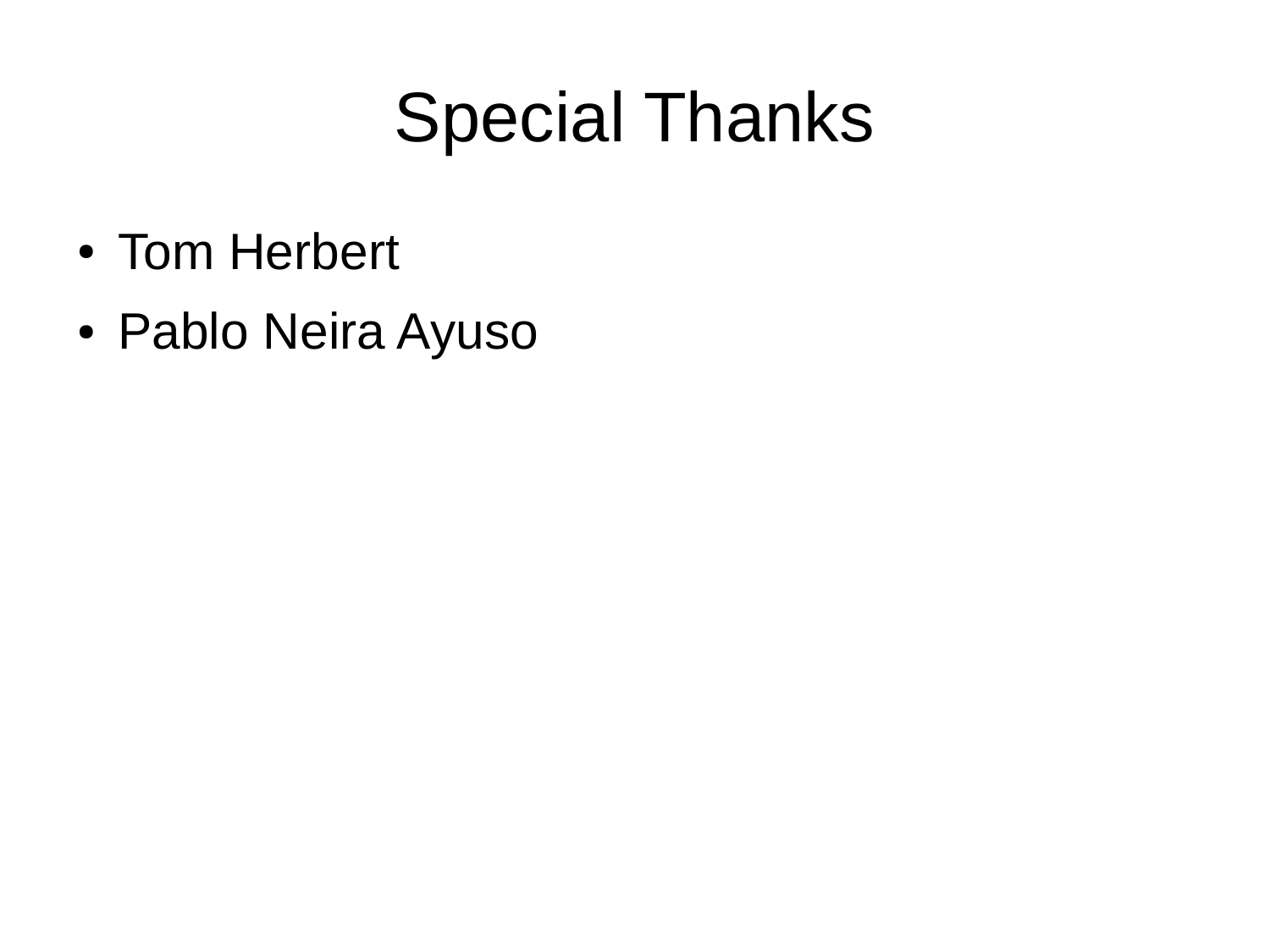# Special Thanks

- Tom Herbert
- Pablo Neira Ayuso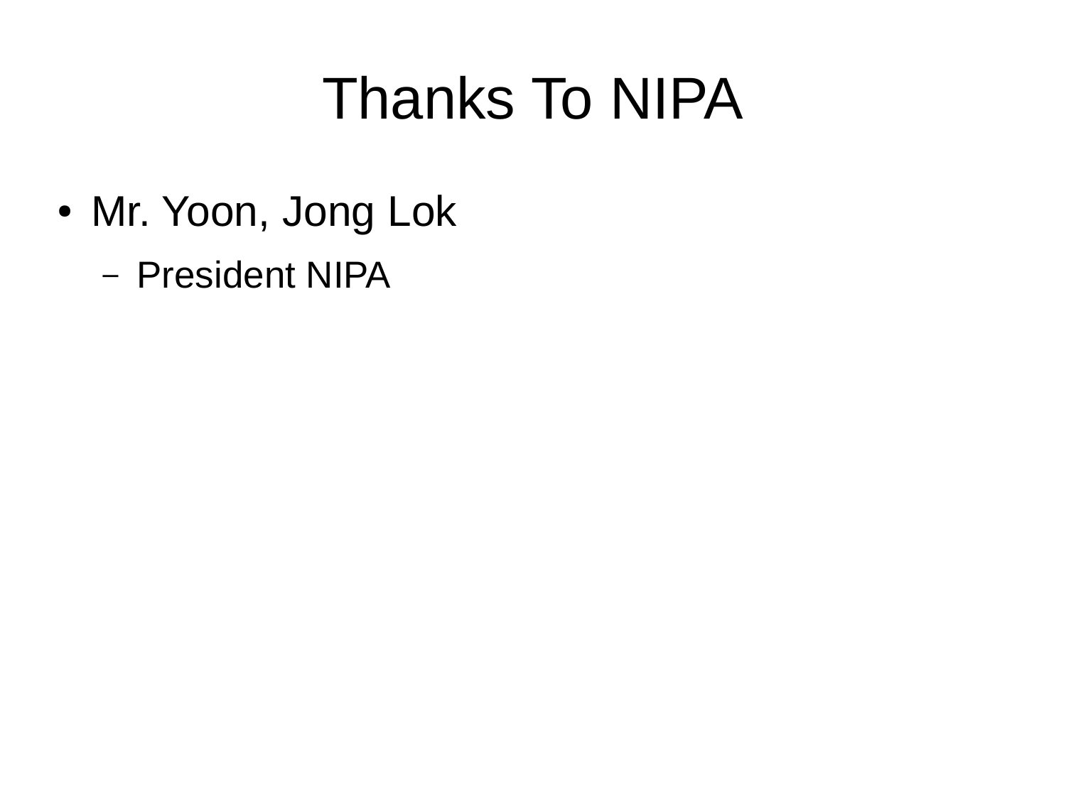# Thanks To NIPA

- Mr. Yoon, Jong Lok
  - President NIPA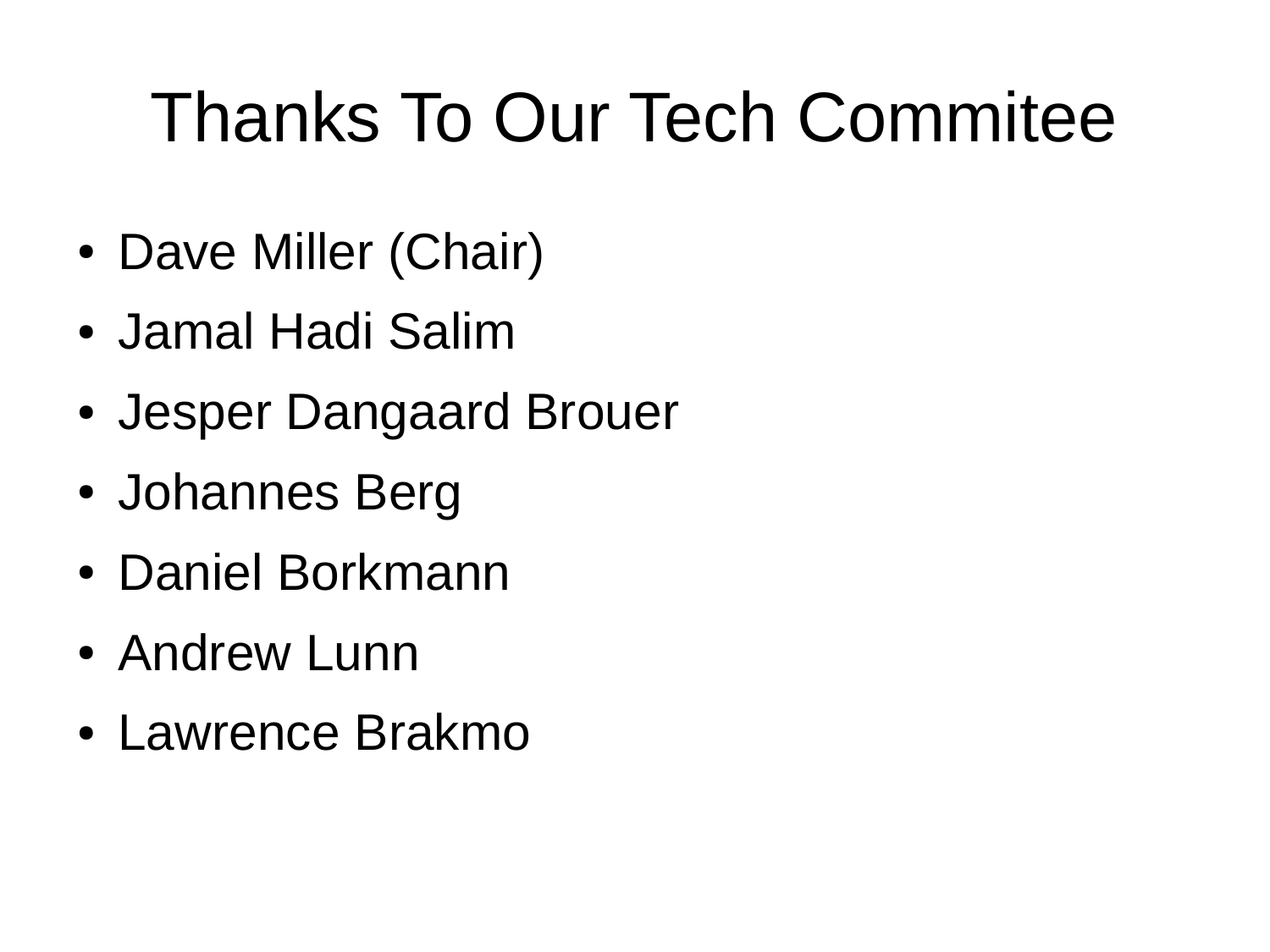# Thanks To Our Tech Commitee

- Dave Miller (Chair)
- Jamal Hadi Salim
- Jesper Dangaard Brouer
- Johannes Berg
- Daniel Borkmann
- Andrew Lunn
- Lawrence Brakmo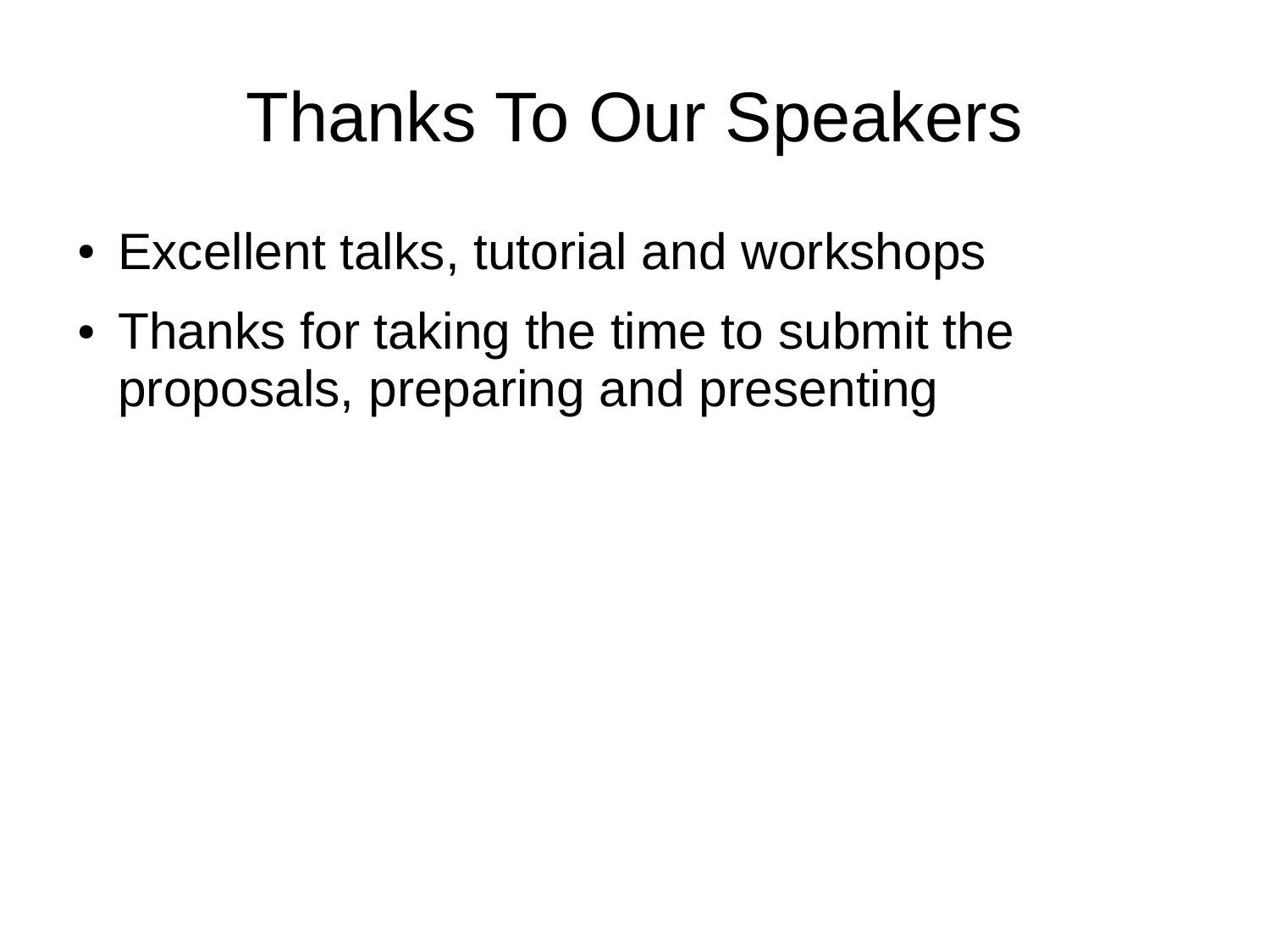# Thanks To Our Speakers

- Excellent talks, tutorial and workshops
- Thanks for taking the time to submit the proposals, preparing and presenting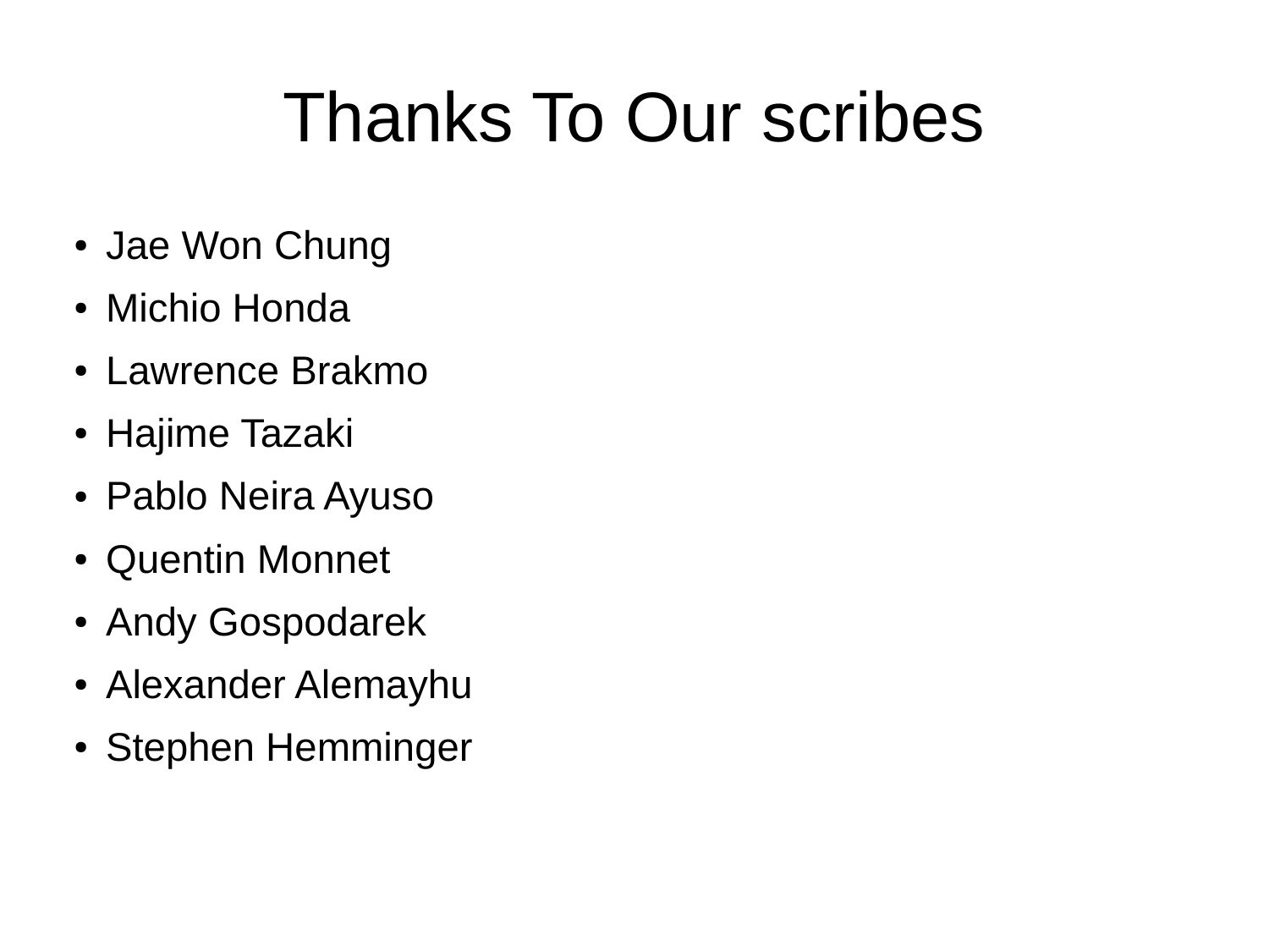# Thanks To Our scribes

- Jae Won Chung
- Michio Honda
- Lawrence Brakmo
- Hajime Tazaki
- Pablo Neira Ayuso
- Quentin Monnet
- Andy Gospodarek
- Alexander Alemayhu
- Stephen Hemminger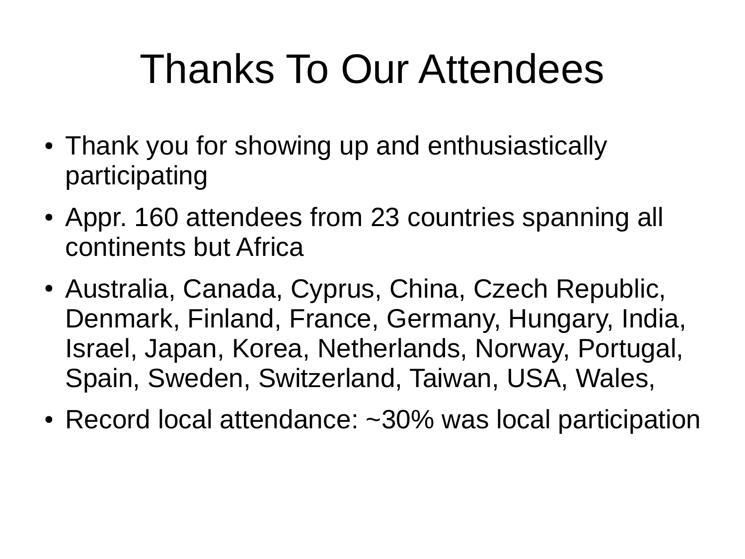# Thanks To Our Attendees

- Thank you for showing up and enthusiastically participating
- Appr. 160 attendees from 23 countries spanning all continents but Africa
- Australia, Canada, Cyprus, China, Czech Republic, Denmark, Finland, France, Germany, Hungary, India, Israel, Japan, Korea, Netherlands, Norway, Portugal, Spain, Sweden, Switzerland, Taiwan, USA, Wales,
- Record local attendance: ~30% was local participation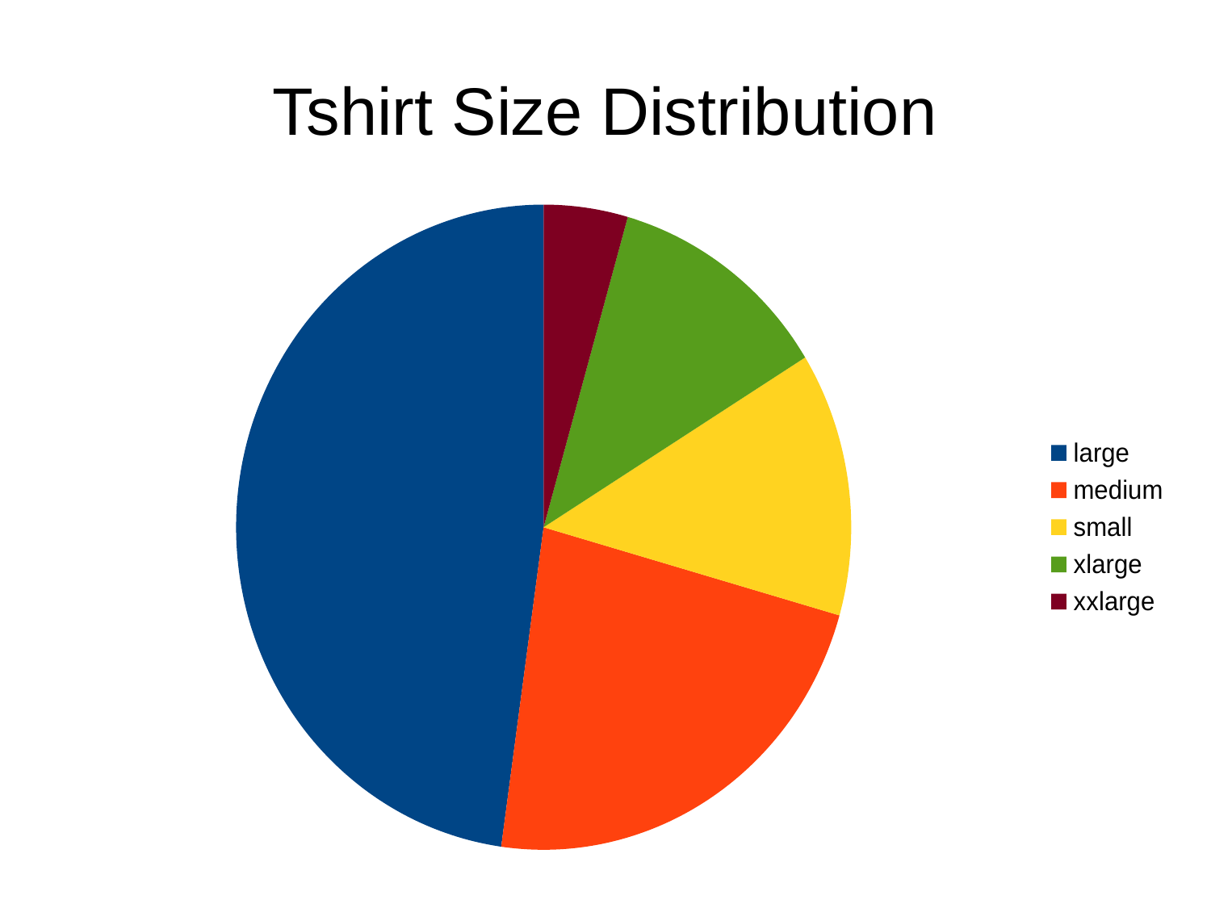# Tshirt Size Distribution

- large
- medium
- small
- xlarge
- xxlarge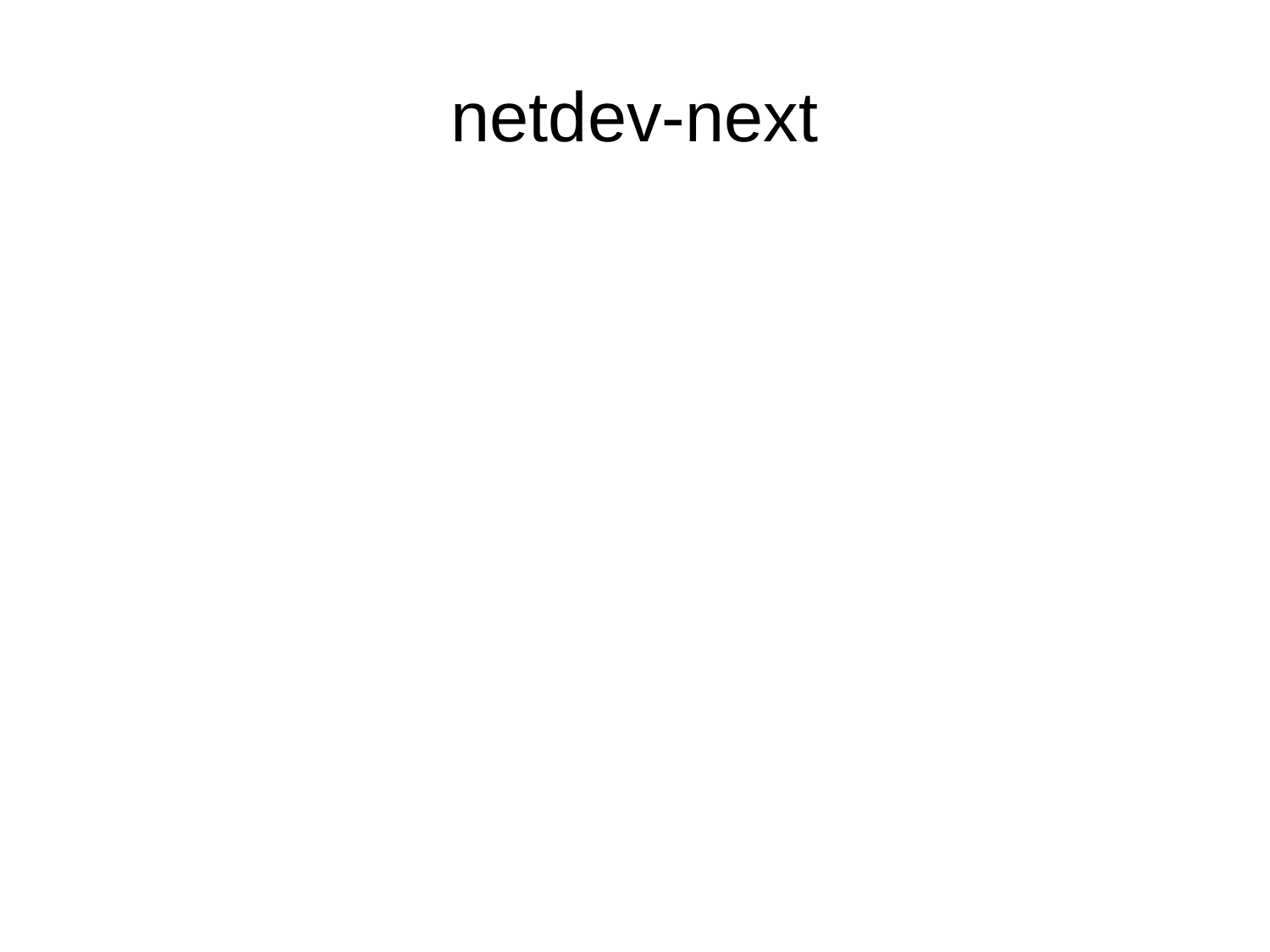# netdev-next